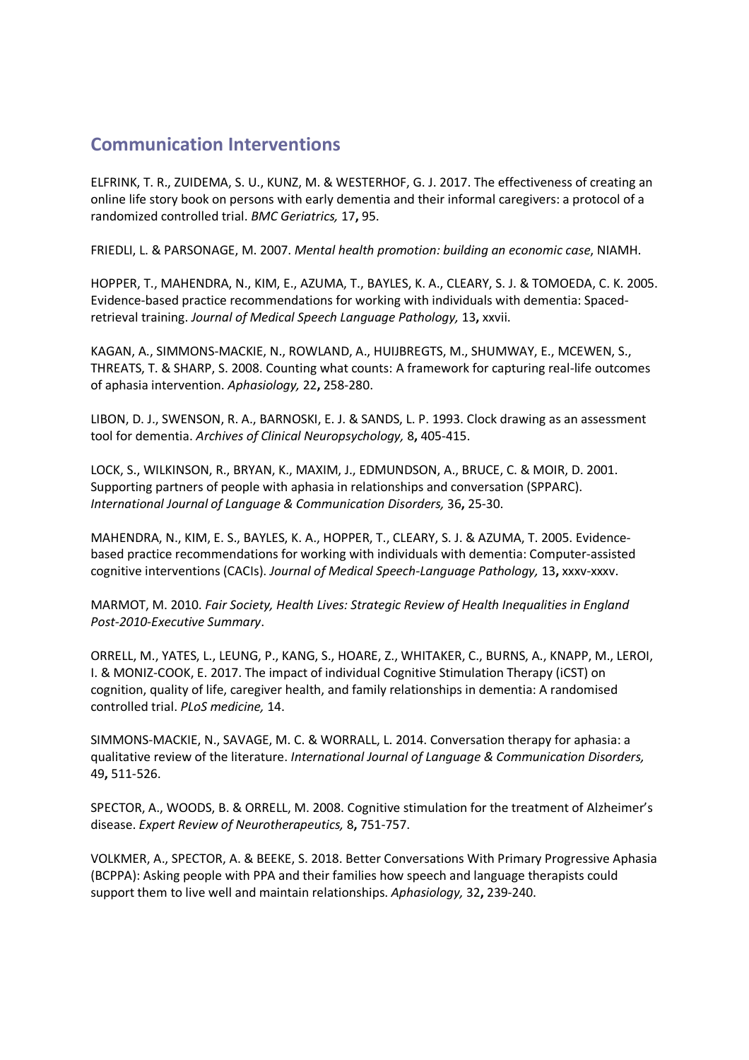## Communication Interventions

ELFRINK, T. R., ZUIDEMA, S. U., KUNZ, M. & WESTERHOF, G. J. 2017. The effectiveness of creating an online life story book on persons with early dementia and their informal caregivers: a protocol of a randomized controlled trial. *BMC Geriatrics,* 17**,** 95.

FRIEDLI, L. & PARSONAGE, M. 2007. *Mental health promotion: building an economic case*, NIAMH.

HOPPER, T., MAHENDRA, N., KIM, E., AZUMA, T., BAYLES, K. A., CLEARY, S. J. & TOMOEDA, C. K. 2005. Evidence-based practice recommendations for working with individuals with dementia: Spaced-retrieval training. *Journal of Medical Speech Language Pathology,* 13**,** xxvii.

KAGAN, A., SIMMONS-MACKIE, N., ROWLAND, A., HUIJBREGTS, M., SHUMWAY, E., MCEWEN, S., THREATS, T. & SHARP, S. 2008. Counting what counts: A framework for capturing real-life outcomes of aphasia intervention. *Aphasiology,* 22**,** 258-280.

LIBON, D. J., SWENSON, R. A., BARNOSKI, E. J. & SANDS, L. P. 1993. Clock drawing as an assessment tool for dementia. *Archives of Clinical Neuropsychology,* 8**,** 405-415.

LOCK, S., WILKINSON, R., BRYAN, K., MAXIM, J., EDMUNDSON, A., BRUCE, C. & MOIR, D. 2001. Supporting partners of people with aphasia in relationships and conversation (SPPARC). *International Journal of Language & Communication Disorders,* 36**,** 25-30.

MAHENDRA, N., KIM, E. S., BAYLES, K. A., HOPPER, T., CLEARY, S. J. & AZUMA, T. 2005. Evidence-based practice recommendations for working with individuals with dementia: Computer-assisted cognitive interventions (CACIs). *Journal of Medical Speech-Language Pathology,* 13**,** xxxv-xxxv.

MARMOT, M. 2010. *Fair Society, Health Lives: Strategic Review of Health Inequalities in England Post-2010-Executive Summary*.

ORRELL, M., YATES, L., LEUNG, P., KANG, S., HOARE, Z., WHITAKER, C., BURNS, A., KNAPP, M., LEROI, I. & MONIZ-COOK, E. 2017. The impact of individual Cognitive Stimulation Therapy (iCST) on cognition, quality of life, caregiver health, and family relationships in dementia: A randomised controlled trial. *PLoS medicine,* 14.

SIMMONS-MACKIE, N., SAVAGE, M. C. & WORRALL, L. 2014. Conversation therapy for aphasia: a qualitative review of the literature. *International Journal of Language & Communication Disorders,* 49**,** 511-526.

SPECTOR, A., WOODS, B. & ORRELL, M. 2008. Cognitive stimulation for the treatment of Alzheimer's disease. *Expert Review of Neurotherapeutics,* 8**,** 751-757.

VOLKMER, A., SPECTOR, A. & BEEKE, S. 2018. Better Conversations With Primary Progressive Aphasia (BCPPA): Asking people with PPA and their families how speech and language therapists could support them to live well and maintain relationships. *Aphasiology,* 32**,** 239-240.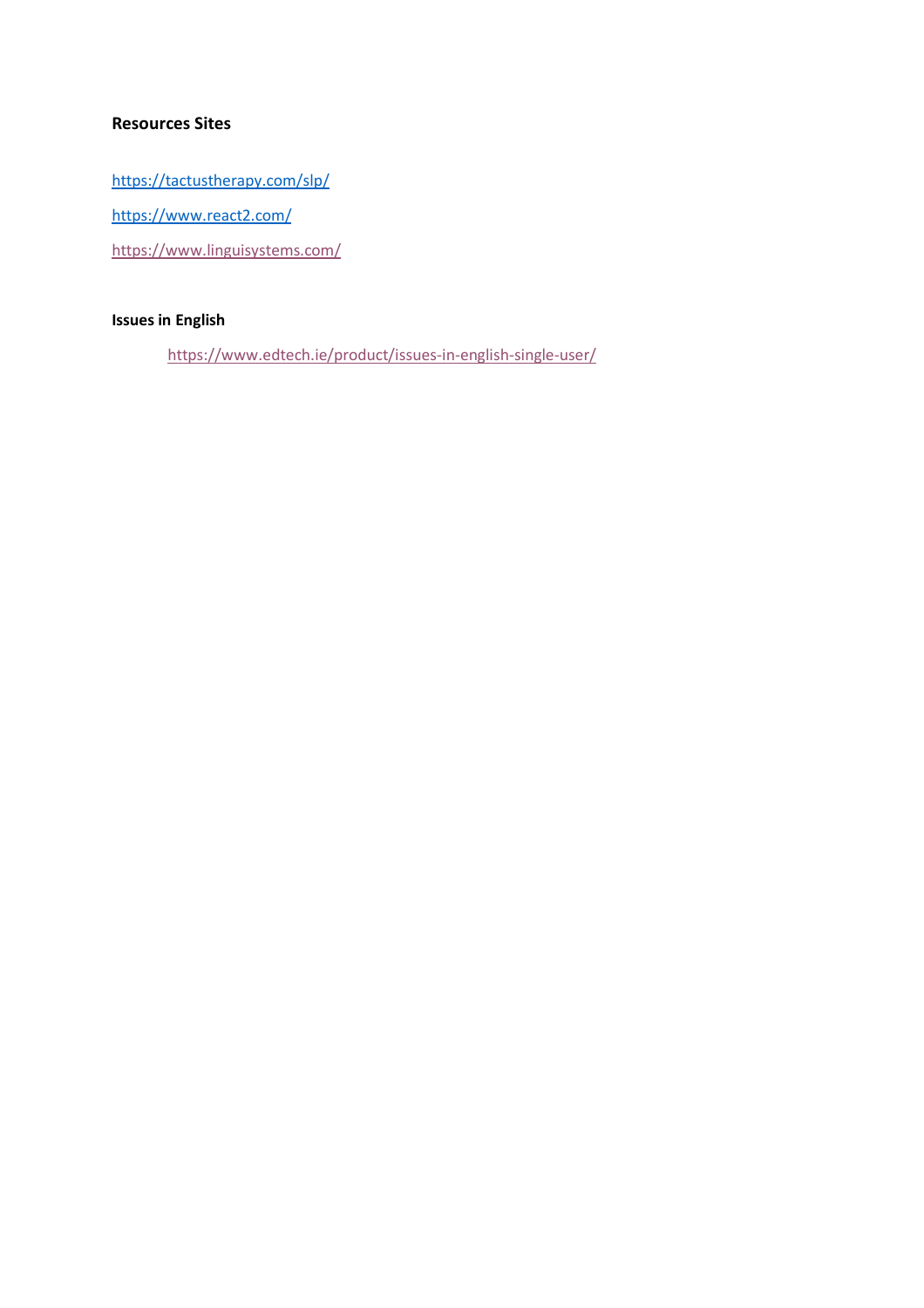**Resources Sites**

https://tactustherapy.com/slp/

https://www.react2.com/

https://www.linguisystems.com/

**Issues in English**

https://www.edtech.ie/product/issues-in-english-single-user/